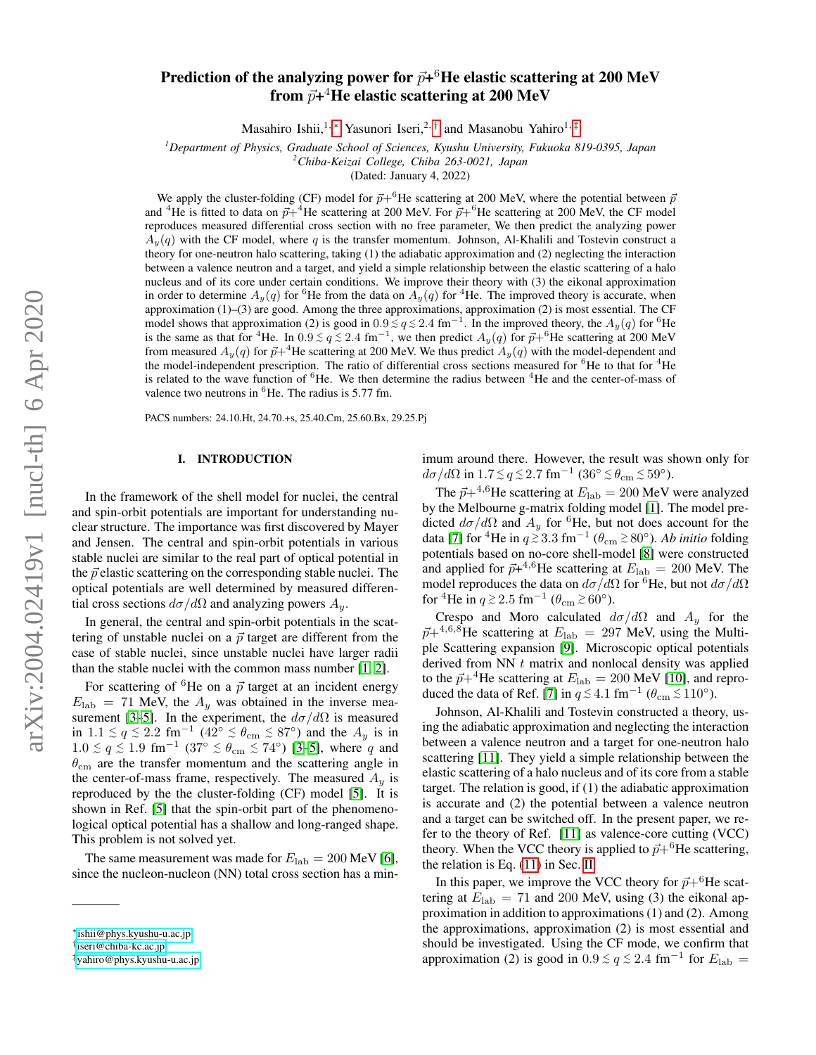# Prediction of the analyzing power for $\vec{p}$+$^6$He elastic scattering at 200 MeV from $\vec{p}$+$^4$He elastic scattering at 200 MeV

Masahiro Ishii,[1,*] Yasunori Iseri,[2,†] and Masanobu Yahiro[1,‡]

[1]*Department of Physics, Graduate School of Sciences, Kyushu University, Fukuoka 819-0395, Japan*
[2]*Chiba-Keizai College, Chiba 263-0021, Japan*
(Dated: January 4, 2022)

We apply the cluster-folding (CF) model for $\vec{p}$+$^6$He scattering at 200 MeV, where the potential between $\vec{p}$ and $^4$He is fitted to data on $\vec{p}$+$^4$He scattering at 200 MeV. For $\vec{p}$+$^6$He scattering at 200 MeV, the CF model reproduces measured differential cross section with no free parameter, We then predict the analyzing power $A_y(q)$ with the CF model, where $q$ is the transfer momentum. Johnson, Al-Khalili and Tostevin construct a theory for one-neutron halo scattering, taking (1) the adiabatic approximation and (2) neglecting the interaction between a valence neutron and a target, and yield a simple relationship between the elastic scattering of a halo nucleus and of its core under certain conditions. We improve their theory with (3) the eikonal approximation in order to determine $A_y(q)$ for $^6$He from the data on $A_y(q)$ for $^4$He. The improved theory is accurate, when approximation (1)–(3) are good. Among the three approximations, approximation (2) is most essential. The CF model shows that approximation (2) is good in $0.9 \lesssim q \lesssim 2.4$ fm$^{-1}$. In the improved theory, the $A_y(q)$ for $^6$He is the same as that for $^4$He. In $0.9 \lesssim q \lesssim 2.4$ fm$^{-1}$, we then predict $A_y(q)$ for $\vec{p}$+$^6$He scattering at 200 MeV from measured $A_y(q)$ for $\vec{p}$+$^4$He scattering at 200 MeV. We thus predict $A_y(q)$ with the model-dependent and the model-independent prescription. The ratio of differential cross sections measured for $^6$He to that for $^4$He is related to the wave function of $^6$He. We then determine the radius between $^4$He and the center-of-mass of valence two neutrons in $^6$He. The radius is 5.77 fm.

PACS numbers: 24.10.Ht, 24.70.+s, 25.40.Cm, 25.60.Bx, 29.25.Pj

## I. INTRODUCTION

In the framework of the shell model for nuclei, the central and spin-orbit potentials are important for understanding nuclear structure. The importance was first discovered by Mayer and Jensen. The central and spin-orbit potentials in various stable nuclei are similar to the real part of optical potential in the $\vec{p}$ elastic scattering on the corresponding stable nuclei. The optical potentials are well determined by measured differential cross sections $d\sigma/d\Omega$ and analyzing powers $A_y$.

In general, the central and spin-orbit potentials in the scattering of unstable nuclei on a $\vec{p}$ target are different from the case of stable nuclei, since unstable nuclei have larger radii than the stable nuclei with the common mass number [1, 2].

For scattering of $^6$He on a $\vec{p}$ target at an incident energy $E_{\rm lab} = 71$ MeV, the $A_y$ was obtained in the inverse measurement [3–5]. In the experiment, the $d\sigma/d\Omega$ is measured in $1.1 \lesssim q \lesssim 2.2$ fm$^{-1}$ ($42^\circ \lesssim \theta_{\rm cm} \lesssim 87^\circ$) and the $A_y$ is in $1.0 \lesssim q \lesssim 1.9$ fm$^{-1}$ ($37^\circ \lesssim \theta_{\rm cm} \lesssim 74^\circ$) [3–5], where $q$ and $\theta_{\rm cm}$ are the transfer momentum and the scattering angle in the center-of-mass frame, respectively. The measured $A_y$ is reproduced by the the cluster-folding (CF) model [5]. It is shown in Ref. [5] that the spin-orbit part of the phenomenological optical potential has a shallow and long-ranged shape. This problem is not solved yet.

The same measurement was made for $E_{\rm lab} = 200$ MeV [6], since the nucleon-nucleon (NN) total cross section has a minimum around there. However, the result was shown only for $d\sigma/d\Omega$ in $1.7 \lesssim q \lesssim 2.7$ fm$^{-1}$ ($36^\circ \lesssim \theta_{\rm cm} \lesssim 59^\circ$).

The $\vec{p}$+$^{4,6}$He scattering at $E_{\rm lab} = 200$ MeV were analyzed by the Melbourne g-matrix folding model [1]. The model predicted $d\sigma/d\Omega$ and $A_y$ for $^6$He, but not does account for the data [7] for $^4$He in $q \gtrsim 3.3$ fm$^{-1}$ ($\theta_{\rm cm} \gtrsim 80^\circ$). *Ab initio* folding potentials based on no-core shell-model [8] were constructed and applied for $\vec{p}$+$^{4,6}$He scattering at $E_{\rm lab} = 200$ MeV. The model reproduces the data on $d\sigma/d\Omega$ for $^6$He, but not $d\sigma/d\Omega$ for $^4$He in $q \gtrsim 2.5$ fm$^{-1}$ ($\theta_{\rm cm} \gtrsim 60^\circ$).

Crespo and Moro calculated $d\sigma/d\Omega$ and $A_y$ for the $\vec{p}$+$^{4,6,8}$He scattering at $E_{\rm lab} = 297$ MeV, using the Multiple Scattering expansion [9]. Microscopic optical potentials derived from NN $t$ matrix and nonlocal density was applied to the $\vec{p}$+$^4$He scattering at $E_{\rm lab} = 200$ MeV [10], and reproduced the data of Ref. [7] in $q \lesssim 4.1$ fm$^{-1}$ ($\theta_{\rm cm} \lesssim 110^\circ$).

Johnson, Al-Khalili and Tostevin constructed a theory, using the adiabatic approximation and neglecting the interaction between a valence neutron and a target for one-neutron halo scattering [11]. They yield a simple relationship between the elastic scattering of a halo nucleus and its core from a stable target. The relation is good, if (1) the adiabatic approximation is accurate and (2) the potential between a valence neutron and a target can be switched off. In the present paper, we refer to the theory of Ref. [11] as valence-core cutting (VCC) theory. When the VCC theory is applied to $\vec{p}$+$^6$He scattering, the relation is Eq. (11) in Sec. II.

In this paper, we improve the VCC theory for $\vec{p}$+$^6$He scattering at $E_{\rm lab} = 71$ and 200 MeV, using (3) the eikonal approximation in addition to approximations (1) and (2). Among the approximations, approximation (2) is most essential and should be investigated. Using the CF mode, we confirm that approximation (2) is good in $0.9 \lesssim q \lesssim 2.4$ fm$^{-1}$ for $E_{\rm lab} =$

---

[*] ishii@phys.kyushu-u.ac.jp
[†] iseri@chiba-kc.ac.jp
[‡] yahiro@phys.kyushu-u.ac.jp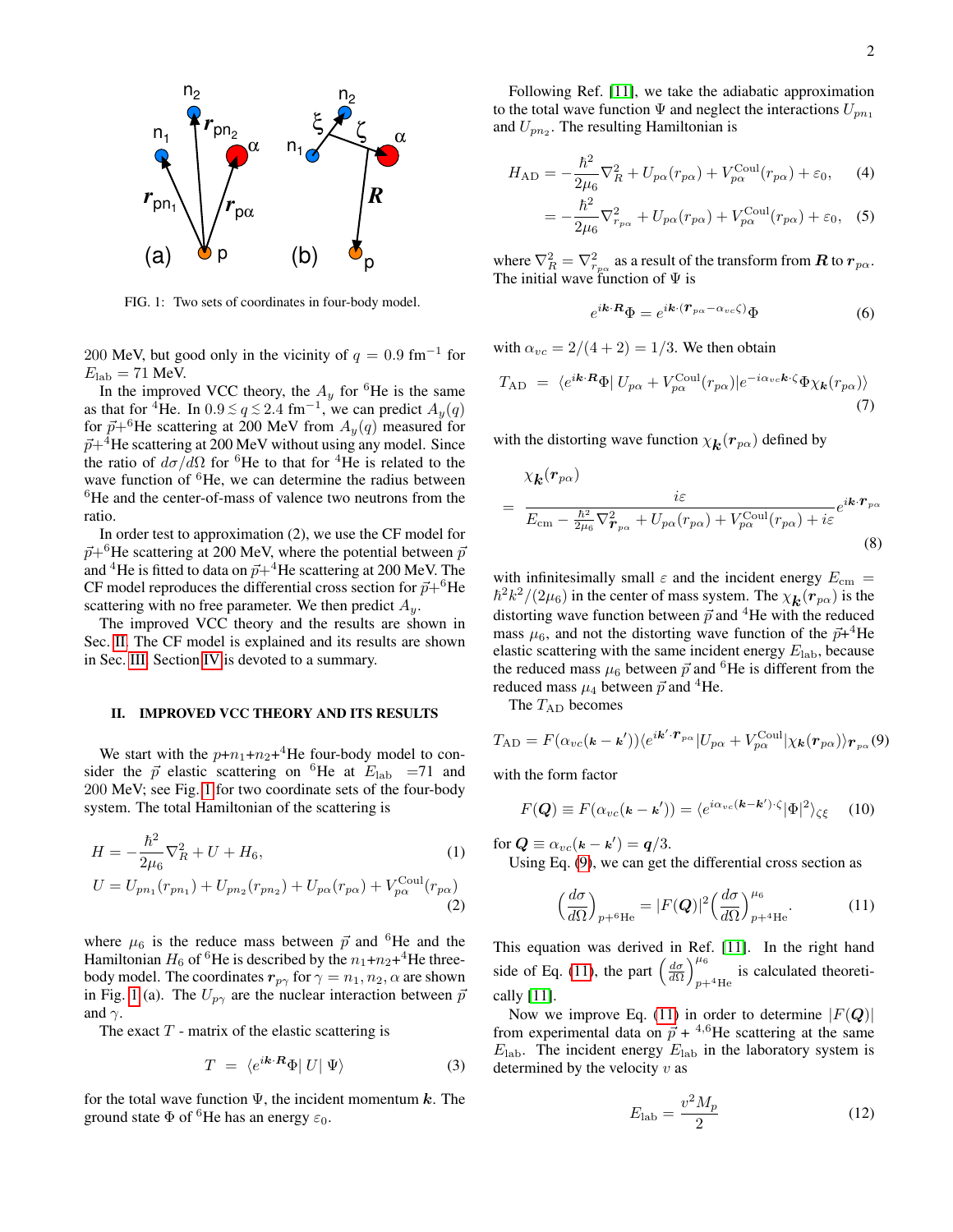FIG. 1: Two sets of coordinates in four-body model.

200 MeV, but good only in the vicinity of $q = 0.9$ fm$^{-1}$ for $E_{\rm lab} = 71$ MeV.

In the improved VCC theory, the $A_y$ for $^6$He is the same as that for $^4$He. In $0.9 \lesssim q \lesssim 2.4$ fm$^{-1}$, we can predict $A_y(q)$ for $\vec{p}$+$^6$He scattering at 200 MeV from $A_y(q)$ measured for $\vec{p}$+$^4$He scattering at 200 MeV without using any model. Since the ratio of $d\sigma/d\Omega$ for $^6$He to that for $^4$He is related to the wave function of $^6$He, we can determine the radius between $^6$He and the center-of-mass of valence two neutrons from the ratio.

In order test to approximation (2), we use the CF model for $\vec{p}$+$^6$He scattering at 200 MeV, where the potential between $\vec{p}$ and $^4$He is fitted to data on $\vec{p}$+$^4$He scattering at 200 MeV. The CF model reproduces the differential cross section for $\vec{p}$+$^6$He scattering with no free parameter. We then predict $A_y$.

The improved VCC theory and the results are shown in Sec. II. The CF model is explained and its results are shown in Sec. III. Section IV is devoted to a summary.

## II. IMPROVED VCC THEORY AND ITS RESULTS

We start with the $p$+$n_1$+$n_2$+$^4$He four-body model to consider the $\vec{p}$ elastic scattering on $^6$He at $E_{\rm lab}$ =71 and 200 MeV; see Fig. 1 for two coordinate sets of the four-body system. The total Hamiltonian of the scattering is

$$H = -\frac{\hbar^2}{2\mu_6}\nabla_R^2 + U + H_6, \tag{1}$$

$$U = U_{pn_1}(r_{pn_1}) + U_{pn_2}(r_{pn_2}) + U_{p\alpha}(r_{p\alpha}) + V_{p\alpha}^{\rm Coul}(r_{p\alpha}) \tag{2}$$

where $\mu_6$ is the reduce mass between $\vec{p}$ and $^6$He and the Hamiltonian $H_6$ of $^6$He is described by the $n_1$+$n_2$+$^4$He three-body model. The coordinates $\boldsymbol{r}_{p\gamma}$ for $\gamma = n_1, n_2, \alpha$ are shown in Fig. 1 (a). The $U_{p\gamma}$ are the nuclear interaction between $\vec{p}$ and $\gamma$.

The exact $T$ - matrix of the elastic scattering is

$$T = \langle e^{i\boldsymbol{k}\cdot\boldsymbol{R}}\Phi|\, U |\, \Psi\rangle \tag{3}$$

for the total wave function $\Psi$, the incident momentum $\boldsymbol{k}$. The ground state $\Phi$ of $^6$He has an energy $\varepsilon_0$.

Following Ref. [11], we take the adiabatic approximation to the total wave function $\Psi$ and neglect the interactions $U_{pn_1}$ and $U_{pn_2}$. The resulting Hamiltonian is

$$H_{\rm AD} = -\frac{\hbar^2}{2\mu_6}\nabla_R^2 + U_{p\alpha}(r_{p\alpha}) + V_{p\alpha}^{\rm Coul}(r_{p\alpha}) + \varepsilon_0, \tag{4}$$

$$= -\frac{\hbar^2}{2\mu_6}\nabla_{r_{p\alpha}}^2 + U_{p\alpha}(r_{p\alpha}) + V_{p\alpha}^{\rm Coul}(r_{p\alpha}) + \varepsilon_0, \tag{5}$$

where $\nabla_R^2 = \nabla_{r_{p\alpha}}^2$ as a result of the transform from $\boldsymbol{R}$ to $\boldsymbol{r}_{p\alpha}$. The initial wave function of $\Psi$ is

$$e^{i\boldsymbol{k}\cdot\boldsymbol{R}}\Phi = e^{i\boldsymbol{k}\cdot(\boldsymbol{r}_{p\alpha} - \alpha_{vc}\zeta)}\Phi \tag{6}$$

with $\alpha_{vc} = 2/(4+2) = 1/3$. We then obtain

$$T_{\rm AD} = \langle e^{i\boldsymbol{k}\cdot\boldsymbol{R}}\Phi|\, U_{p\alpha} + V_{p\alpha}^{\rm Coul}(r_{p\alpha})|e^{-i\alpha_{vc}\boldsymbol{k}\cdot\zeta}\Phi\chi_{\boldsymbol{k}}(\boldsymbol{r}_{p\alpha})\rangle \tag{7}$$

with the distorting wave function $\chi_{\boldsymbol{k}}(\boldsymbol{r}_{p\alpha})$ defined by

$$\chi_{\boldsymbol{k}}(\boldsymbol{r}_{p\alpha}) = \frac{i\varepsilon}{E_{\rm cm} - \frac{\hbar^2}{2\mu_6}\nabla_{\boldsymbol{r}_{p\alpha}}^2 + U_{p\alpha}(r_{p\alpha}) + V_{p\alpha}^{\rm Coul}(r_{p\alpha}) + i\varepsilon} e^{i\boldsymbol{k}\cdot\boldsymbol{r}_{p\alpha}} \tag{8}$$

with infinitesimally small $\varepsilon$ and the incident energy $E_{\rm cm} = \hbar^2k^2/(2\mu_6)$ in the center of mass system. The $\chi_{\boldsymbol{k}}(\boldsymbol{r}_{p\alpha})$ is the distorting wave function between $\vec{p}$ and $^4$He with the reduced mass $\mu_6$, and not the distorting wave function of the $\vec{p}$+$^4$He elastic scattering with the same incident energy $E_{\rm lab}$, because the reduced mass $\mu_6$ between $\vec{p}$ and $^6$He is different from the reduced mass $\mu_4$ between $\vec{p}$ and $^4$He.

The $T_{\rm AD}$ becomes

$$T_{\rm AD} = F(\alpha_{vc}(\boldsymbol{k} - \boldsymbol{k}'))\langle e^{i\boldsymbol{k}'\cdot\boldsymbol{r}_{p\alpha}}|U_{p\alpha} + V_{p\alpha}^{\rm Coul}|\chi_{\boldsymbol{k}}(\boldsymbol{r}_{p\alpha})\rangle_{\boldsymbol{r}_{p\alpha}} \tag{9}$$

with the form factor

$$F(\boldsymbol{Q}) \equiv F(\alpha_{vc}(\boldsymbol{k} - \boldsymbol{k}')) = \langle e^{i\alpha_{vc}(\boldsymbol{k}-\boldsymbol{k}')\cdot\zeta}|\Phi|^2\rangle_{\zeta\xi} \tag{10}$$

for $\boldsymbol{Q} \equiv \alpha_{vc}(\boldsymbol{k} - \boldsymbol{k}') = \boldsymbol{q}/3$.

Using Eq. (9), we can get the differential cross section as

$$\left(\frac{d\sigma}{d\Omega}\right)_{p+^6{\rm He}} = |F(\boldsymbol{Q})|^2\left(\frac{d\sigma}{d\Omega}\right)_{p+^4{\rm He}}^{\mu_6}. \tag{11}$$

This equation was derived in Ref. [11]. In the right hand side of Eq. (11), the part $\left(\frac{d\sigma}{d\Omega}\right)_{p+^4{\rm He}}^{\mu_6}$ is calculated theoretically [11].

Now we improve Eq. (11) in order to determine $|F(\boldsymbol{Q})|$ from experimental data on $\vec{p}$ + $^{4,6}$He scattering at the same $E_{\rm lab}$. The incident energy $E_{\rm lab}$ in the laboratory system is determined by the velocity $v$ as

$$E_{\rm lab} = \frac{v^2 M_p}{2} \tag{12}$$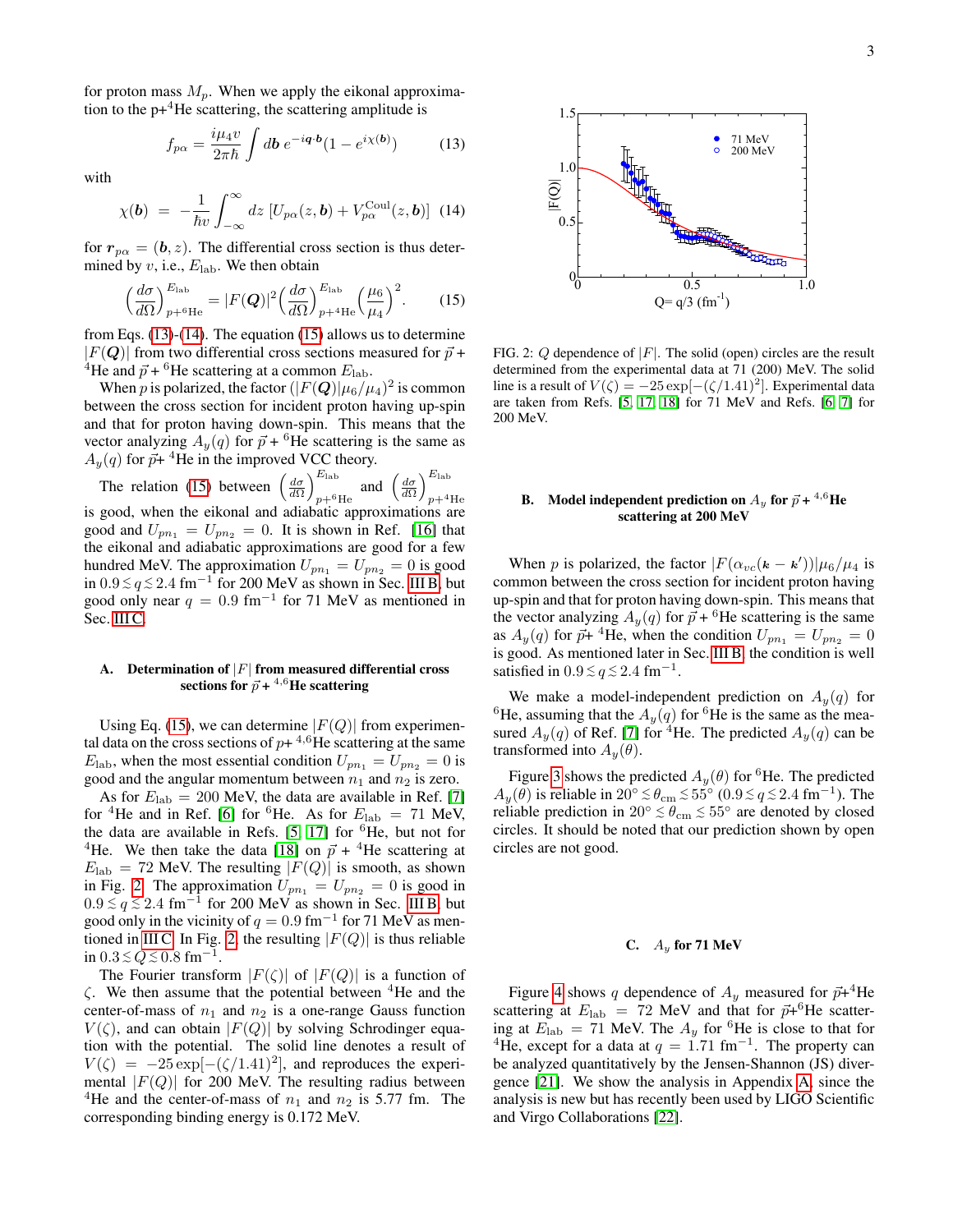for proton mass $M_p$. When we apply the eikonal approximation to the p+$^4$He scattering, the scattering amplitude is

$$f_{p\alpha} = \frac{i\mu_4 v}{2\pi\hbar} \int d\boldsymbol{b}\, e^{-i\boldsymbol{q}\cdot\boldsymbol{b}} (1 - e^{i\chi(\boldsymbol{b})}) \tag{13}$$

with

$$\chi(\boldsymbol{b}) = -\frac{1}{\hbar v} \int_{-\infty}^{\infty} dz\, [U_{p\alpha}(z,\boldsymbol{b}) + V_{p\alpha}^{\rm Coul}(z,\boldsymbol{b})] \tag{14}$$

for $\boldsymbol{r}_{p\alpha} = (\boldsymbol{b}, z)$. The differential cross section is thus determined by $v$, i.e., $E_{\rm lab}$. We then obtain

$$\left(\frac{d\sigma}{d\Omega}\right)^{E_{\rm lab}}_{p+^6{\rm He}} = |F(\boldsymbol{Q})|^2 \left(\frac{d\sigma}{d\Omega}\right)^{E_{\rm lab}}_{p+^4{\rm He}} \left(\frac{\mu_6}{\mu_4}\right)^2. \tag{15}$$

from Eqs. (13)-(14). The equation (15) allows us to determine $|F(\boldsymbol{Q})|$ from two differential cross sections measured for $\vec{p}$ + $^4$He and $\vec{p}$ + $^6$He scattering at a common $E_{\rm lab}$.

When $p$ is polarized, the factor $(|F(\boldsymbol{Q})|\mu_6/\mu_4)^2$ is common between the cross section for incident proton having up-spin and that for proton having down-spin. This means that the vector analyzing $A_y(q)$ for $\vec{p}$ + $^6$He scattering is the same as $A_y(q)$ for $\vec{p}$+ $^4$He in the improved VCC theory.

The relation (15) between $\left(\frac{d\sigma}{d\Omega}\right)^{E_{\rm lab}}_{p+^6{\rm He}}$ and $\left(\frac{d\sigma}{d\Omega}\right)^{E_{\rm lab}}_{p+^4{\rm He}}$ is good, when the eikonal and adiabatic approximations are good and $U_{pn_1} = U_{pn_2} = 0$. It is shown in Ref. [16] that the eikonal and adiabatic approximations are good for a few hundred MeV. The approximation $U_{pn_1} = U_{pn_2} = 0$ is good in $0.9 \lesssim q \lesssim 2.4$ fm$^{-1}$ for 200 MeV as shown in Sec. III B, but good only near $q = 0.9$ fm$^{-1}$ for 71 MeV as mentioned in Sec. III C.

### A. Determination of $|F|$ from measured differential cross sections for $\vec{p}$ + $^{4,6}$He scattering

Using Eq. (15), we can determine $|F(Q)|$ from experimental data on the cross sections of $p$+ $^{4,6}$He scattering at the same $E_{\rm lab}$, when the most essential condition $U_{pn_1} = U_{pn_2} = 0$ is good and the angular momentum between $n_1$ and $n_2$ is zero.

As for $E_{\rm lab} = 200$ MeV, the data are available in Ref. [7] for $^4$He and in Ref. [6] for $^6$He. As for $E_{\rm lab} = 71$ MeV, the data are available in Refs. [5, 17] for $^6$He, but not for $^4$He. We then take the data [18] on $\vec{p}$ + $^4$He scattering at $E_{\rm lab} = 72$ MeV. The resulting $|F(Q)|$ is smooth, as shown in Fig. 2. The approximation $U_{pn_1} = U_{pn_2} = 0$ is good in $0.9 \lesssim q \lesssim 2.4$ fm$^{-1}$ for 200 MeV as shown in Sec. III B, but good only in the vicinity of $q = 0.9$ fm$^{-1}$ for 71 MeV as mentioned in III C. In Fig. 2, the resulting $|F(Q)|$ is thus reliable in $0.3 \lesssim Q \lesssim 0.8$ fm$^{-1}$.

The Fourier transform $|F(\zeta)|$ of $|F(Q)|$ is a function of $\zeta$. We then assume that the potential between $^4$He and the center-of-mass of $n_1$ and $n_2$ is a one-range Gauss function $V(\zeta)$, and can obtain $|F(Q)|$ by solving Schrodinger equation with the potential. The solid line denotes a result of $V(\zeta) = -25\exp[-(\zeta/1.41)^2]$, and reproduces the experimental $|F(Q)|$ for 200 MeV. The resulting radius between $^4$He and the center-of-mass of $n_1$ and $n_2$ is 5.77 fm. The corresponding binding energy is 0.172 MeV.

FIG. 2: $Q$ dependence of $|F|$. The solid (open) circles are the result determined from the experimental data at 71 (200) MeV. The solid line is a result of $V(\zeta) = -25\exp[-(\zeta/1.41)^2]$. Experimental data are taken from Refs. [5, 17, 18] for 71 MeV and Refs. [6, 7] for 200 MeV.

### B. Model independent prediction on $A_y$ for $\vec{p}$ + $^{4,6}$He scattering at 200 MeV

When $p$ is polarized, the factor $|F(\alpha_{vc}(\boldsymbol{k} - \boldsymbol{k}'))|\mu_6/\mu_4$ is common between the cross section for incident proton having up-spin and that for proton having down-spin. This means that the vector analyzing $A_y(q)$ for $\vec{p}$ + $^6$He scattering is the same as $A_y(q)$ for $\vec{p}$+ $^4$He, when the condition $U_{pn_1} = U_{pn_2} = 0$ is good. As mentioned later in Sec. III B, the condition is well satisfied in $0.9 \lesssim q \lesssim 2.4$ fm$^{-1}$.

We make a model-independent prediction on $A_y(q)$ for $^6$He, assuming that the $A_y(q)$ for $^6$He is the same as the measured $A_y(q)$ of Ref. [7] for $^4$He. The predicted $A_y(q)$ can be transformed into $A_y(\theta)$.

Figure 3 shows the predicted $A_y(\theta)$ for $^6$He. The predicted $A_y(\theta)$ is reliable in $20^\circ \lesssim \theta_{\rm cm} \lesssim 55^\circ$ ($0.9 \lesssim q \lesssim 2.4$ fm$^{-1}$). The reliable prediction in $20^\circ \lesssim \theta_{\rm cm} \lesssim 55^\circ$ are denoted by closed circles. It should be noted that our prediction shown by open circles are not good.

### C. $A_y$ for 71 MeV

Figure 4 shows $q$ dependence of $A_y$ measured for $\vec{p}$+$^4$He scattering at $E_{\rm lab} = 72$ MeV and that for $\vec{p}$+$^6$He scattering at $E_{\rm lab} = 71$ MeV. The $A_y$ for $^6$He is close to that for $^4$He, except for a data at $q = 1.71$ fm$^{-1}$. The property can be analyzed quantitatively by the Jensen-Shannon (JS) divergence [21]. We show the analysis in Appendix A, since the analysis is new but has recently been used by LIGO Scientific and Virgo Collaborations [22].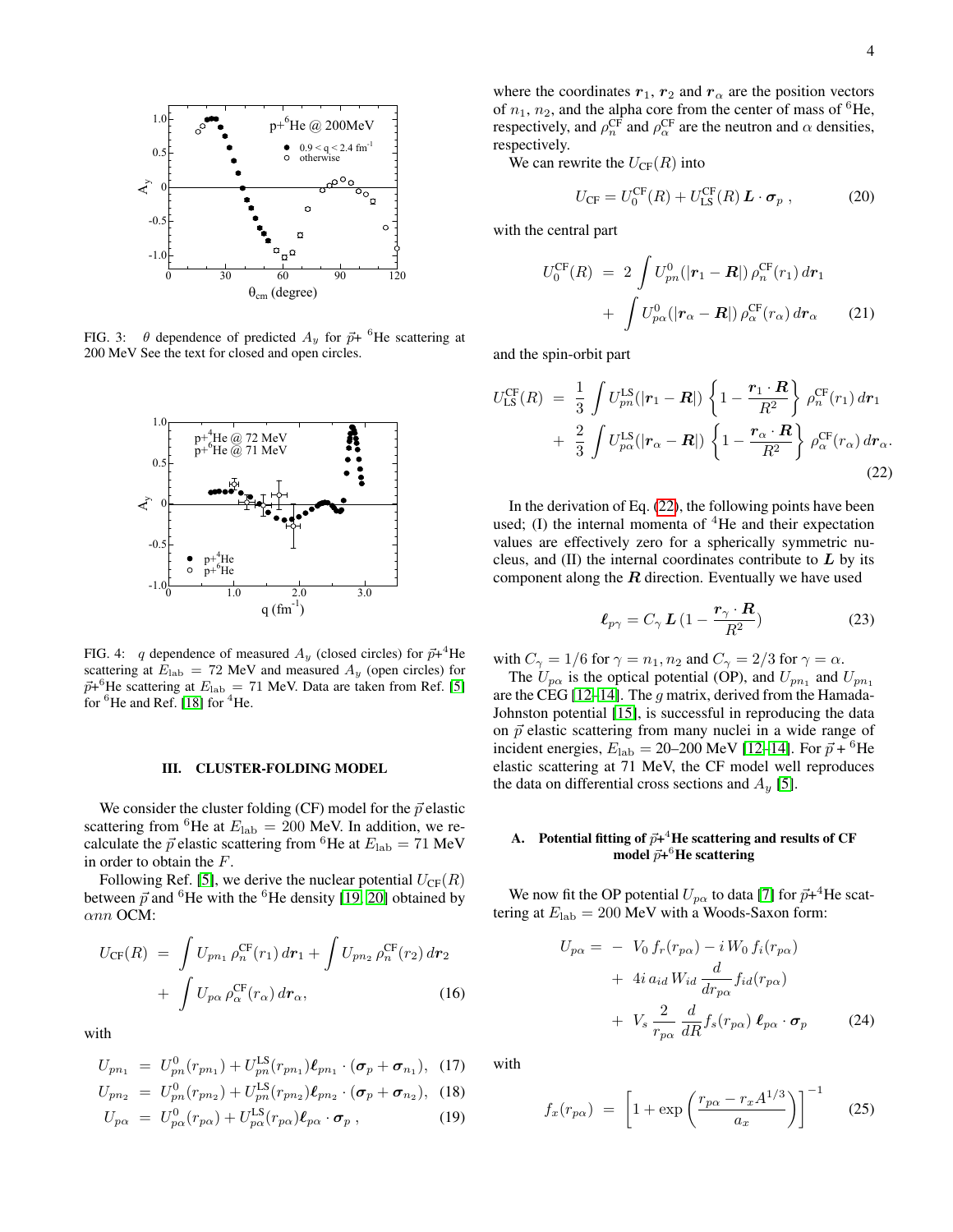FIG. 3: $\theta$ dependence of predicted $A_y$ for $\vec{p}$+ $^6$He scattering at 200 MeV See the text for closed and open circles.

FIG. 4: $q$ dependence of measured $A_y$ (closed circles) for $\vec{p}$+$^4$He scattering at $E_{\rm lab}$ = 72 MeV and measured $A_y$ (open circles) for $\vec{p}$+$^6$He scattering at $E_{\rm lab}$ = 71 MeV. Data are taken from Ref. [5] for $^6$He and Ref. [18] for $^4$He.

### III. CLUSTER-FOLDING MODEL

We consider the cluster folding (CF) model for the $\vec{p}$ elastic scattering from $^6$He at $E_{\rm lab}$ = 200 MeV. In addition, we recalculate the $\vec{p}$ elastic scattering from $^6$He at $E_{\rm lab}$ = 71 MeV in order to obtain the $F$.

Following Ref. [5], we derive the nuclear potential $U_{\rm CF}(R)$ between $\vec{p}$ and $^6$He with the $^6$He density [19, 20] obtained by $\alpha nn$ OCM:

$$U_{\rm CF}(R) = \int U_{pn_1}\, \rho_n^{\rm CF}(r_1)\, d\boldsymbol{r}_1 + \int U_{pn_2}\, \rho_n^{\rm CF}(r_2)\, d\boldsymbol{r}_2 + \int U_{p\alpha}\, \rho_\alpha^{\rm CF}(r_\alpha)\, d\boldsymbol{r}_\alpha, \quad (16)$$

with

$$U_{pn_1} = U_{pn}^0(r_{pn_1}) + U_{pn}^{\rm LS}(r_{pn_1})\boldsymbol{\ell}_{pn_1}\cdot(\boldsymbol{\sigma}_p + \boldsymbol{\sigma}_{n_1}), \quad (17)$$

$$U_{pn_2} = U_{pn}^0(r_{pn_2}) + U_{pn}^{\rm LS}(r_{pn_2})\boldsymbol{\ell}_{pn_2}\cdot(\boldsymbol{\sigma}_p + \boldsymbol{\sigma}_{n_2}), \quad (18)$$

$$U_{p\alpha} = U_{p\alpha}^0(r_{p\alpha}) + U_{p\alpha}^{\rm LS}(r_{p\alpha})\boldsymbol{\ell}_{p\alpha}\cdot\boldsymbol{\sigma}_p\,, \quad (19)$$

where the coordinates $\boldsymbol{r}_1$, $\boldsymbol{r}_2$ and $\boldsymbol{r}_\alpha$ are the position vectors of $n_1$, $n_2$, and the alpha core from the center of mass of $^6$He, respectively, and $\rho_n^{\rm CF}$ and $\rho_\alpha^{\rm CF}$ are the neutron and $\alpha$ densities, respectively.

We can rewrite the $U_{\rm CF}(R)$ into

$$U_{\rm CF} = U_0^{\rm CF}(R) + U_{\rm LS}^{\rm CF}(R)\,\boldsymbol{L}\cdot\boldsymbol{\sigma}_p\,, \quad (20)$$

with the central part

$$U_0^{\rm CF}(R) = 2\int U_{pn}^0(|\boldsymbol{r}_1 - \boldsymbol{R}|)\,\rho_n^{\rm CF}(r_1)\,d\boldsymbol{r}_1 + \int U_{p\alpha}^0(|\boldsymbol{r}_\alpha - \boldsymbol{R}|)\,\rho_\alpha^{\rm CF}(r_\alpha)\,d\boldsymbol{r}_\alpha \quad (21)$$

and the spin-orbit part

$$U_{\rm LS}^{\rm CF}(R) = \frac{1}{3}\int U_{pn}^{\rm LS}(|\boldsymbol{r}_1 - \boldsymbol{R}|)\left\{1 - \frac{\boldsymbol{r}_1\cdot\boldsymbol{R}}{R^2}\right\}\rho_n^{\rm CF}(r_1)\,d\boldsymbol{r}_1 + \frac{2}{3}\int U_{p\alpha}^{\rm LS}(|\boldsymbol{r}_\alpha - \boldsymbol{R}|)\left\{1 - \frac{\boldsymbol{r}_\alpha\cdot\boldsymbol{R}}{R^2}\right\}\rho_\alpha^{\rm CF}(r_\alpha)\,d\boldsymbol{r}_\alpha. \quad (22)$$

In the derivation of Eq. (22), the following points have been used; (I) the internal momenta of $^4$He and their expectation values are effectively zero for a spherically symmetric nucleus, and (II) the internal coordinates contribute to $\boldsymbol{L}$ by its component along the $\boldsymbol{R}$ direction. Eventually we have used

$$\boldsymbol{\ell}_{p\gamma} = C_\gamma\,\boldsymbol{L}\,(1 - \frac{\boldsymbol{r}_\gamma\cdot\boldsymbol{R}}{R^2}) \quad (23)$$

with $C_\gamma = 1/6$ for $\gamma = n_1, n_2$ and $C_\gamma = 2/3$ for $\gamma = \alpha$.

The $U_{p\alpha}$ is the optical potential (OP), and $U_{pn_1}$ and $U_{pn_1}$ are the CEG [12–14]. The $g$ matrix, derived from the Hamada-Johnston potential [15], is successful in reproducing the data on $\vec{p}$ elastic scattering from many nuclei in a wide range of incident energies, $E_{\rm lab}$ = 20–200 MeV [12–14]. For $\vec{p}$ + $^6$He elastic scattering at 71 MeV, the CF model well reproduces the data on differential cross sections and $A_y$ [5].

#### A. Potential fitting of $\vec{p}$+$^4$He scattering and results of CF model $\vec{p}$+$^6$He scattering

We now fit the OP potential $U_{p\alpha}$ to data [7] for $\vec{p}$+$^4$He scattering at $E_{\rm lab}$ = 200 MeV with a Woods-Saxon form:

$$U_{p\alpha} = -\,V_0\,f_r(r_{p\alpha}) - i\,W_0\,f_i(r_{p\alpha}) + 4i\,a_{id}\,W_{id}\,\frac{d}{dr_{p\alpha}}f_{id}(r_{p\alpha}) + V_s\,\frac{2}{r_{p\alpha}}\,\frac{d}{dR}f_s(r_{p\alpha})\,\boldsymbol{\ell}_{p\alpha}\cdot\boldsymbol{\sigma}_p \quad (24)$$

with

$$f_x(r_{p\alpha}) = \left[1 + \exp\left(\frac{r_{p\alpha} - r_x A^{1/3}}{a_x}\right)\right]^{-1} \quad (25)$$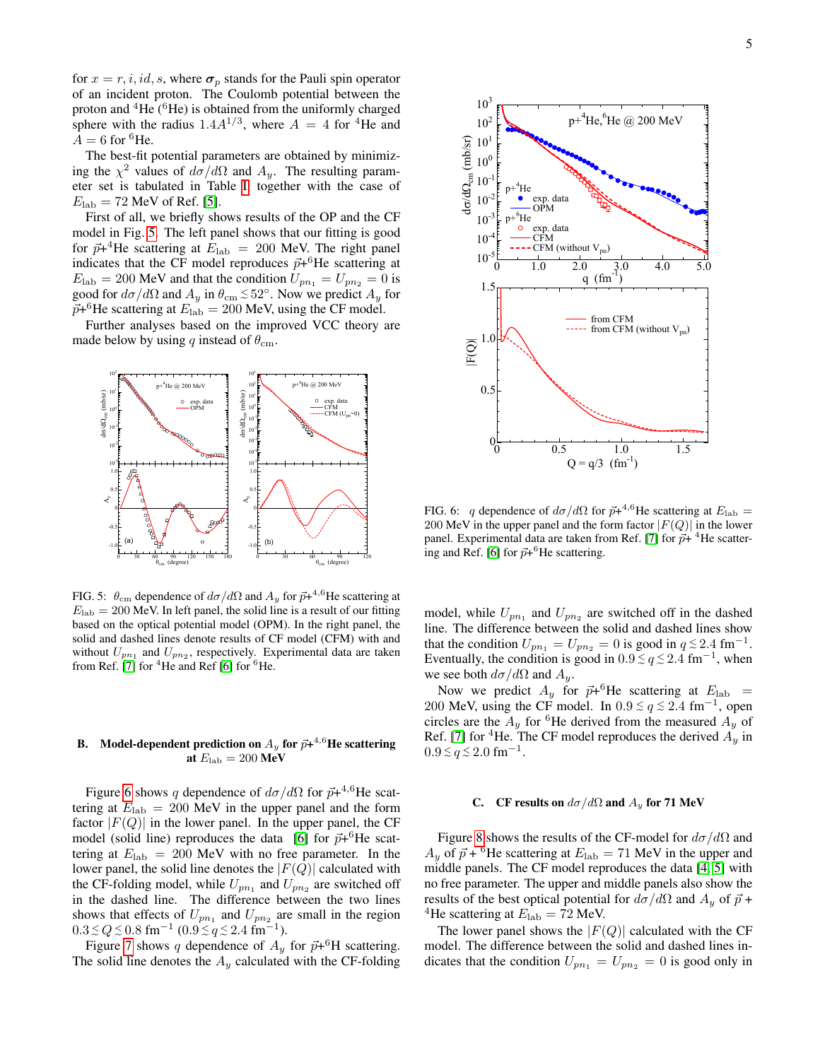for $x = r, i, id, s$, where $\boldsymbol{\sigma}_p$ stands for the Pauli spin operator of an incident proton. The Coulomb potential between the proton and $^4$He ($^6$He) is obtained from the uniformly charged sphere with the radius $1.4A^{1/3}$, where $A = 4$ for $^4$He and $A = 6$ for $^6$He.

The best-fit potential parameters are obtained by minimizing the $\chi^2$ values of $d\sigma/d\Omega$ and $A_y$. The resulting parameter set is tabulated in Table I together with the case of $E_{\rm lab} = 72$ MeV of Ref. [5].

First of all, we briefly shows results of the OP and the CF model in Fig. 5. The left panel shows that our fitting is good for $\vec{p}$+$^4$He scattering at $E_{\rm lab} = 200$ MeV. The right panel indicates that the CF model reproduces $\vec{p}$+$^6$He scattering at $E_{\rm lab} = 200$ MeV and that the condition $U_{pn_1} = U_{pn_2} = 0$ is good for $d\sigma/d\Omega$ and $A_y$ in $\theta_{\rm cm} \lesssim 52^\circ$. Now we predict $A_y$ for $\vec{p}$+$^6$He scattering at $E_{\rm lab} = 200$ MeV, using the CF model.

Further analyses based on the improved VCC theory are made below by using $q$ instead of $\theta_{\rm cm}$.

FIG. 5: $\theta_{\rm cm}$ dependence of $d\sigma/d\Omega$ and $A_y$ for $\vec{p}$+$^{4,6}$He scattering at $E_{\rm lab} = 200$ MeV. In left panel, the solid line is a result of our fitting based on the optical potential model (OPM). In the right panel, the solid and dashed lines denote results of CF model (CFM) with and without $U_{pn_1}$ and $U_{pn_2}$, respectively. Experimental data are taken from Ref. [7] for $^4$He and Ref [6] for $^6$He.

### B. Model-dependent prediction on $A_y$ for $\vec{p}$+$^{4,6}$He scattering at $E_{\rm lab} = 200$ MeV

Figure 6 shows $q$ dependence of $d\sigma/d\Omega$ for $\vec{p}$+$^{4,6}$He scattering at $E_{\rm lab} = 200$ MeV in the upper panel and the form factor $|F(Q)|$ in the lower panel. In the upper panel, the CF model (solid line) reproduces the data [6] for $\vec{p}$+$^6$He scattering at $E_{\rm lab} = 200$ MeV with no free parameter. In the lower panel, the solid line denotes the $|F(Q)|$ calculated with the CF-folding model, while $U_{pn_1}$ and $U_{pn_2}$ are switched off in the dashed line. The difference between the two lines shows that effects of $U_{pn_1}$ and $U_{pn_2}$ are small in the region $0.3 \lesssim Q \lesssim 0.8$ fm$^{-1}$ ($0.9 \lesssim q \lesssim 2.4$ fm$^{-1}$).

Figure 7 shows $q$ dependence of $A_y$ for $\vec{p}$+$^6$H scattering. The solid line denotes the $A_y$ calculated with the CF-folding model, while $U_{pn_1}$ and $U_{pn_2}$ are switched off in the dashed line. The difference between the solid and dashed lines show that the condition $U_{pn_1} = U_{pn_2} = 0$ is good in $q \lesssim 2.4$ fm$^{-1}$. Eventually, the condition is good in $0.9 \lesssim q \lesssim 2.4$ fm$^{-1}$, when we see both $d\sigma/d\Omega$ and $A_y$.

Now we predict $A_y$ for $\vec{p}$+$^6$He scattering at $E_{\rm lab} = 200$ MeV, using the CF model. In $0.9 \lesssim q \lesssim 2.4$ fm$^{-1}$, open circles are the $A_y$ for $^6$He derived from the measured $A_y$ of Ref. [7] for $^4$He. The CF model reproduces the derived $A_y$ in $0.9 \lesssim q \lesssim 2.0$ fm$^{-1}$.

FIG. 6: $q$ dependence of $d\sigma/d\Omega$ for $\vec{p}$+$^{4,6}$He scattering at $E_{\rm lab} = 200$ MeV in the upper panel and the form factor $|F(Q)|$ in the lower panel. Experimental data are taken from Ref. [7] for $\vec{p}$+ $^4$He scattering and Ref. [6] for $\vec{p}$+$^6$He scattering.

### C. CF results on $d\sigma/d\Omega$ and $A_y$ for 71 MeV

Figure 8 shows the results of the CF-model for $d\sigma/d\Omega$ and $A_y$ of $\vec{p}$ + $^6$He scattering at $E_{\rm lab} = 71$ MeV in the upper and middle panels. The CF model reproduces the data [4, 5] with no free parameter. The upper and middle panels also show the results of the best optical potential for $d\sigma/d\Omega$ and $A_y$ of $\vec{p}$ + $^4$He scattering at $E_{\rm lab} = 72$ MeV.

The lower panel shows the $|F(Q)|$ calculated with the CF model. The difference between the solid and dashed lines indicates that the condition $U_{pn_1} = U_{pn_2} = 0$ is good only in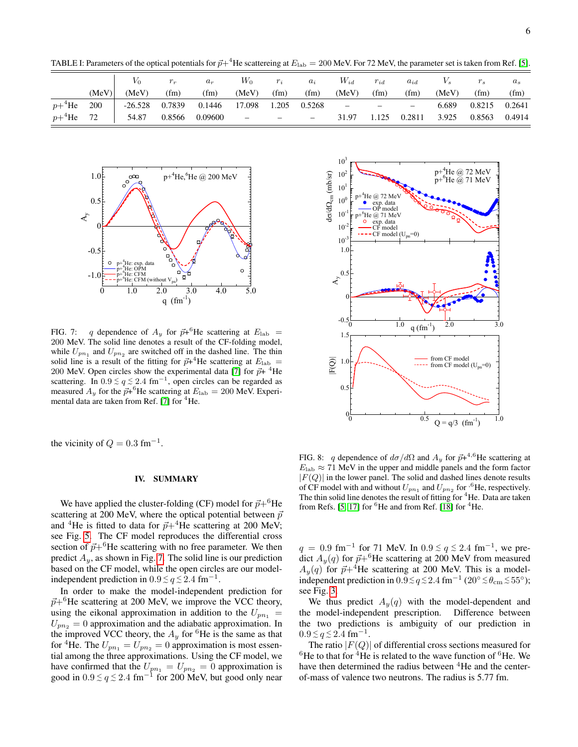TABLE I: Parameters of the optical potentials for $\vec{p}$+$^4$He scattereing at $E_{\rm lab}$ = 200 MeV. For 72 MeV, the parameter set is taken from Ref. [5].

| | | $V_0$ | $r_r$ | $a_r$ | $W_0$ | $r_i$ | $a_i$ | $W_{id}$ | $r_{id}$ | $a_{id}$ | $V_s$ | $r_s$ | $a_s$ |
|---|---|---|---|---|---|---|---|---|---|---|---|---|---|
| | (MeV) | (MeV) | (fm) | (fm) | (MeV) | (fm) | (fm) | (MeV) | (fm) | (fm) | (MeV) | (fm) | (fm) |
| $p$+$^4$He | 200 | -26.528 | 0.7839 | 0.1446 | 17.098 | 1.205 | 0.5268 | – | – | – | 6.689 | 0.8215 | 0.2641 |
| $p$+$^4$He | 72 | 54.87 | 0.8566 | 0.09600 | – | – | – | 31.97 | 1.125 | 0.2811 | 3.925 | 0.8563 | 0.4914 |

FIG. 7: $q$ dependence of $A_y$ for $\vec{p}$+$^6$He scattering at $E_{\rm lab}$ = 200 MeV. The solid line denotes a result of the CF-folding model, while $U_{pn_1}$ and $U_{pn_2}$ are switched off in the dashed line. The thin solid line is a result of the fitting for $\vec{p}$+$^4$He scattering at $E_{\rm lab}$ = 200 MeV. Open circles show the experimental data [7] for $\vec{p}$+ $^4$He scattering. In $0.9 \lesssim q \lesssim 2.4$ fm$^{-1}$, open circles can be regarded as measured $A_y$ for the $\vec{p}$+$^6$He scattering at $E_{\rm lab}$ = 200 MeV. Experimental data are taken from Ref. [7] for $^4$He.

FIG. 8: $q$ dependence of $d\sigma/d\Omega$ and $A_y$ for $\vec{p}$+$^{4,6}$He scattering at $E_{\rm lab} \approx 71$ MeV in the upper and middle panels and the form factor $|F(Q)|$ in the lower panel. The solid and dashed lines denote results of CF model with and without $U_{pn_1}$ and $U_{pn_2}$ for $^6$He, respectively. The thin solid line denotes the result of fitting for $^4$He. Data are taken from Refs. [5, 17] for $^6$He and from Ref. [18] for $^4$He.

the vicinity of $Q = 0.3$ fm$^{-1}$.

## IV. SUMMARY

We have applied the cluster-folding (CF) model for $\vec{p}$+$^6$He scattering at 200 MeV, where the optical potential between $\vec{p}$ and $^4$He is fitted to data for $\vec{p}$+$^4$He scattering at 200 MeV; see Fig. 5. The CF model reproduces the differential cross section of $\vec{p}$+$^6$He scattering with no free parameter. We then predict $A_y$, as shown in Fig. 7. The solid line is our prediction based on the CF model, while the open circles are our model-independent prediction in $0.9 \lesssim q \lesssim 2.4$ fm$^{-1}$.

In order to make the model-independent prediction for $\vec{p}$+$^6$He scattering at 200 MeV theory, we improve the VCC theory, using the eikonal approximation in addition to the $U_{pn_1} = U_{pn_2} = 0$ approximation and the adiabatic approximation. In the improved VCC theory, the $A_y$ for $^6$He is the same as that for $^4$He. The $U_{pn_1} = U_{pn_2} = 0$ approximation is most essential among the three approximations. Using the CF model, we have confirmed that the $U_{pn_1} = U_{pn_2} = 0$ approximation is good in $0.9 \lesssim q \lesssim 2.4$ fm$^{-1}$ for 200 MeV, but good only near $q$ = 0.9 fm$^{-1}$ for 71 MeV. In $0.9 \lesssim q \lesssim 2.4$ fm$^{-1}$, we predict $A_y(q)$ for $\vec{p}$+$^6$He scattering at 200 MeV from measured $A_y(q)$ for $\vec{p}$+$^4$He scattering at 200 MeV. This is a model-independent prediction in $0.9 \lesssim q \lesssim 2.4$ fm$^{-1}$ ($20^\circ \lesssim \theta_{\rm cm} \lesssim 55^\circ$); see Fig. 3.

We thus predict $A_y(q)$ with the model-dependent and the model-independent prescription. Difference between the two predictions is ambiguity of our prediction in $0.9 \lesssim q \lesssim 2.4$ fm$^{-1}$.

The ratio $|F(Q)|$ of differential cross sections measured for $^6$He to that for $^4$He is related to the wave function of $^6$He. We have then determined the radius between $^4$He and the center-of-mass of valence two neutrons. The radius is 5.77 fm.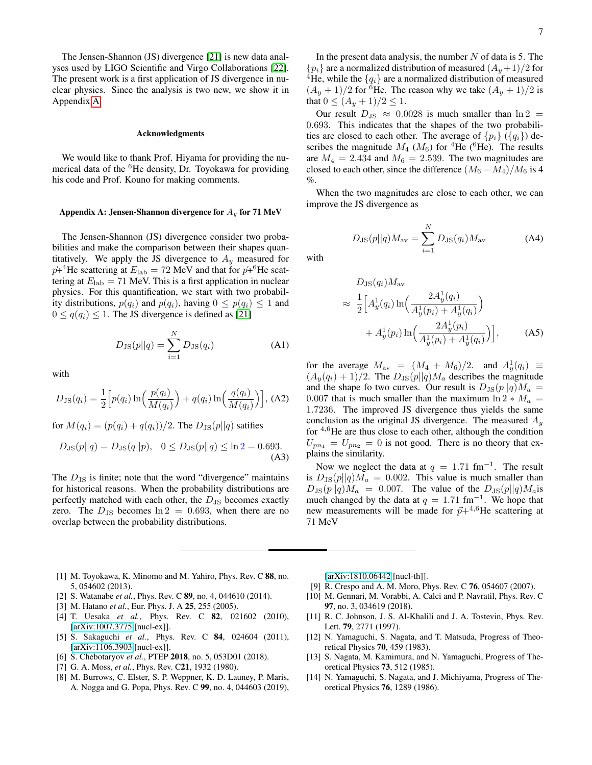The Jensen-Shannon (JS) divergence [21] is new data analyses used by LIGO Scientific and Virgo Collaborations [22]. The present work is a first application of JS divergence in nuclear physics. Since the analysis is two new, we show it in Appendix A.

### Acknowledgments

We would like to thank Prof. Hiyama for providing the numerical data of the $^6$He density, Dr. Toyokawa for providing his code and Prof. Kouno for making comments.

### Appendix A: Jensen-Shannon divergence for $A_y$ for 71 MeV

The Jensen-Shannon (JS) divergence consider two probabilities and make the comparison between their shapes quantitatively. We apply the JS divergence to $A_y$ measured for $\vec{p}$+$^4$He scattering at $E_{\rm lab} = 72$ MeV and that for $\vec{p}$+$^6$He scattering at $E_{\rm lab} = 71$ MeV. This is a first application in nuclear physics. For this quantification, we start with two probability distributions, $p(q_i)$ and $p(q_i)$, having $0 \le p(q_i) \le 1$ and $0 \le q(q_i) \le 1$. The JS divergence is defined as [21]

$$D_{\rm JS}(p||q) = \sum_{i=1}^{N} D_{\rm JS}(q_i) \tag{A1}$$

with

$$D_{\rm JS}(q_i) = \frac{1}{2}\Big[p(q_i)\ln\Big(\frac{p(q_i)}{M(q_i)}\Big) + q(q_i)\ln\Big(\frac{q(q_i)}{M(q_i)}\Big)\Big], \tag{A2}$$

for $M(q_i) = (p(q_i) + q(q_i))/2$. The $D_{\rm JS}(p||q)$ satifies

$$D_{\rm JS}(p||q) = D_{\rm JS}(q||p), \quad 0 \le D_{\rm JS}(p||q) \le \ln 2 = 0.693. \tag{A3}$$

The $D_{\rm JS}$ is finite; note that the word "divergence" maintains for historical reasons. When the probability distributions are perfectly matched with each other, the $D_{\rm JS}$ becomes exactly zero. The $D_{\rm JS}$ becomes $\ln 2 = 0.693$, when there are no overlap between the probability distributions.

In the present data analysis, the number $N$ of data is 5. The $\{p_i\}$ are a normalized distribution of measured $(A_y+1)/2$ for $^4$He, while the $\{q_i\}$ are a normalized distribution of measured $(A_y+1)/2$ for $^6$He. The reason why we take $(A_y+1)/2$ is that $0 \le (A_y+1)/2 \le 1$.

Our result $D_{\rm JS} \approx 0.0028$ is much smaller than $\ln 2 = 0.693$. This indicates that the shapes of the two probabilities are closed to each other. The average of $\{p_i\}$ ($\{q_i\}$) describes the magnitude $M_4$ ($M_6$) for $^4$He ($^6$He). The results are $M_4 = 2.434$ and $M_6 = 2.539$. The two magnitudes are closed to each other, since the difference $(M_6 - M_4)/M_6$ is 4 %.

When the two magnitudes are close to each other, we can improve the JS divergence as

$$D_{\rm JS}(p||q)M_{\rm av} = \sum_{i=1}^{N} D_{\rm JS}(q_i)M_{\rm av} \tag{A4}$$

with

$$\begin{aligned} & D_{\rm JS}(q_i)M_{\rm av} \\ \approx\ & \frac{1}{2}\Big[A_y^1(q_i)\ln\Big(\frac{2A_y^1(q_i)}{A_y^1(p_i)+A_y^1(q_i)}\Big) \\ & + A_y^1(p_i)\ln\Big(\frac{2A_y^1(p_i)}{A_y^1(p_i)+A_y^1(q_i)}\Big)\Big], \end{aligned} \tag{A5}$$

for the average $M_{\rm av} = (M_4 + M_6)/2$. and $A_y^1(q_i) \equiv (A_y(q_i)+1)/2$. The $D_{\rm JS}(p||q)M_a$ describes the magnitude and the shape fo two curves. Our result is $D_{\rm JS}(p||q)M_a = 0.007$ that is much smaller than the maximum $\ln 2 * M_a = 1.7236$. The improved JS divergence thus yields the same conclusion as the original JS divergence. The measured $A_y$ for $^{4,6}$He are thus close to each other, although the condition $U_{pn_1} = U_{pn_2} = 0$ is not good. There is no theory that explains the similarity.

Now we neglect the data at $q = 1.71$ fm$^{-1}$. The result is $D_{\rm JS}(p||q)M_a = 0.002$. This value is much smaller than $D_{\rm JS}(p||q)M_a = 0.007$. The value of the $D_{\rm JS}(p||q)M_a$is much changed by the data at $q = 1.71$ fm$^{-1}$. We hope that new measurements will be made for $\vec{p}$+$^{4,6}$He scattering at 71 MeV

---

[1] M. Toyokawa, K. Minomo and M. Yahiro, Phys. Rev. C **88**, no. 5, 054602 (2013).
[2] S. Watanabe *et al.*, Phys. Rev. C **89**, no. 4, 044610 (2014).
[3] M. Hatano *et al.*, Eur. Phys. J. A **25**, 255 (2005).
[4] T. Uesaka *et al.*, Phys. Rev. C **82**, 021602 (2010), [arXiv:1007.3775 [nucl-ex]].
[5] S. Sakaguchi *et al.*, Phys. Rev. C **84**, 024604 (2011), [arXiv:1106.3903 [nucl-ex]].
[6] S. Chebotaryov *et al.*, PTEP **2018**, no. 5, 053D01 (2018).
[7] G. A. Moss, *et al.*, Phys. Rev. C**21**, 1932 (1980).
[8] M. Burrows, C. Elster, S. P. Weppner, K. D. Launey, P. Maris, A. Nogga and G. Popa, Phys. Rev. C **99**, no. 4, 044603 (2019), [arXiv:1810.06442 [nucl-th]].
[9] R. Crespo and A. M. Moro, Phys. Rev. C **76**, 054607 (2007).
[10] M. Gennari, M. Vorabbi, A. Calci and P. Navratil, Phys. Rev. C **97**, no. 3, 034619 (2018).
[11] R. C. Johnson, J. S. Al-Khalili and J. A. Tostevin, Phys. Rev. Lett. **79**, 2771 (1997).
[12] N. Yamaguchi, S. Nagata, and T. Matsuda, Progress of Theoretical Physics **70**, 459 (1983).
[13] S. Nagata, M. Kamimura, and N. Yamaguchi, Progress of Theoretical Physics **73**, 512 (1985).
[14] N. Yamaguchi, S. Nagata, and J. Michiyama, Progress of Theoretical Physics **76**, 1289 (1986).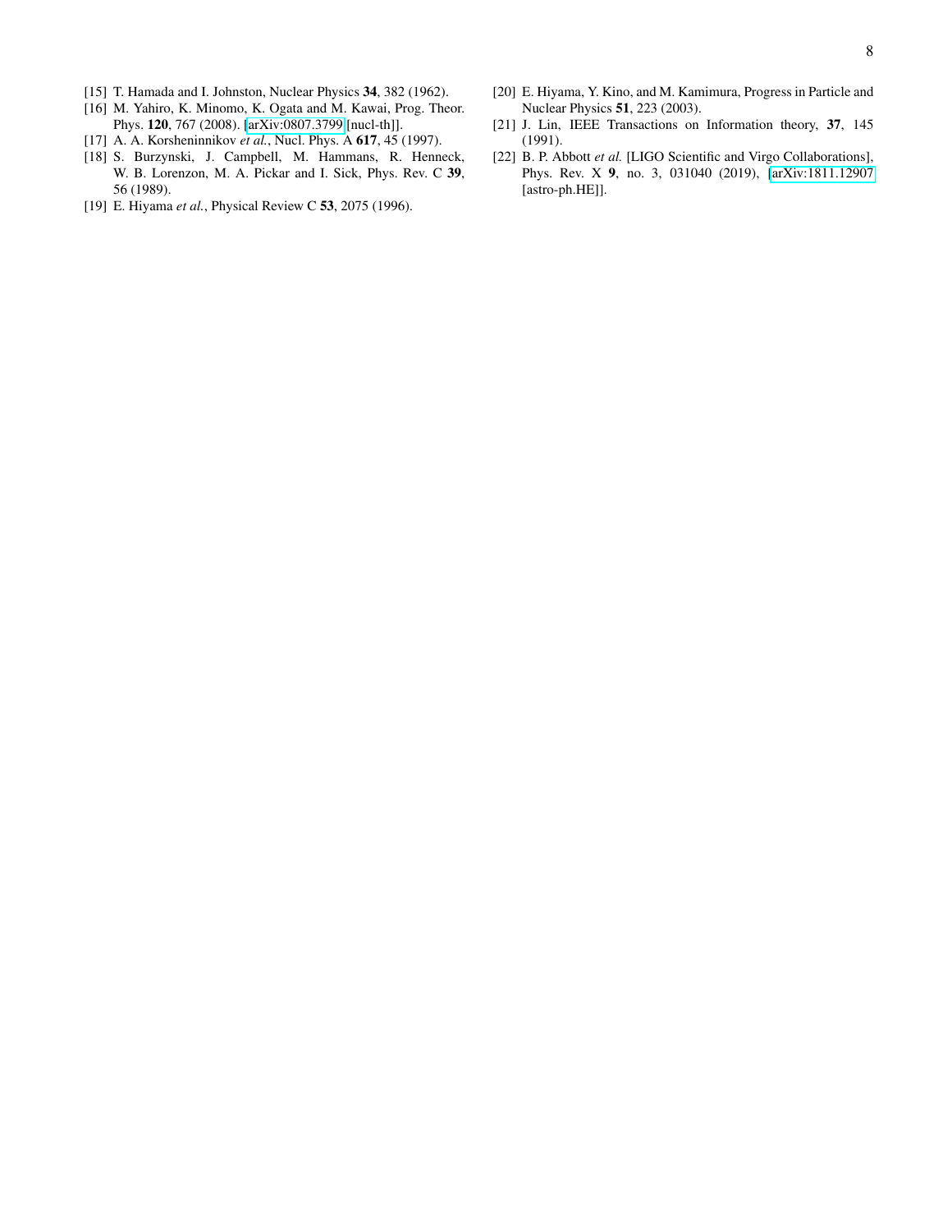[15] T. Hamada and I. Johnston, Nuclear Physics **34**, 382 (1962).

[16] M. Yahiro, K. Minomo, K. Ogata and M. Kawai, Prog. Theor. Phys. **120**, 767 (2008). [arXiv:0807.3799 [nucl-th]].

[17] A. A. Korsheninnikov *et al.*, Nucl. Phys. A **617**, 45 (1997).

[18] S. Burzynski, J. Campbell, M. Hammans, R. Henneck, W. B. Lorenzon, M. A. Pickar and I. Sick, Phys. Rev. C **39**, 56 (1989).

[19] E. Hiyama *et al.*, Physical Review C **53**, 2075 (1996).

[20] E. Hiyama, Y. Kino, and M. Kamimura, Progress in Particle and Nuclear Physics **51**, 223 (2003).

[21] J. Lin, IEEE Transactions on Information theory, **37**, 145 (1991).

[22] B. P. Abbott *et al.* [LIGO Scientific and Virgo Collaborations], Phys. Rev. X **9**, no. 3, 031040 (2019), [arXiv:1811.12907 [astro-ph.HE]].